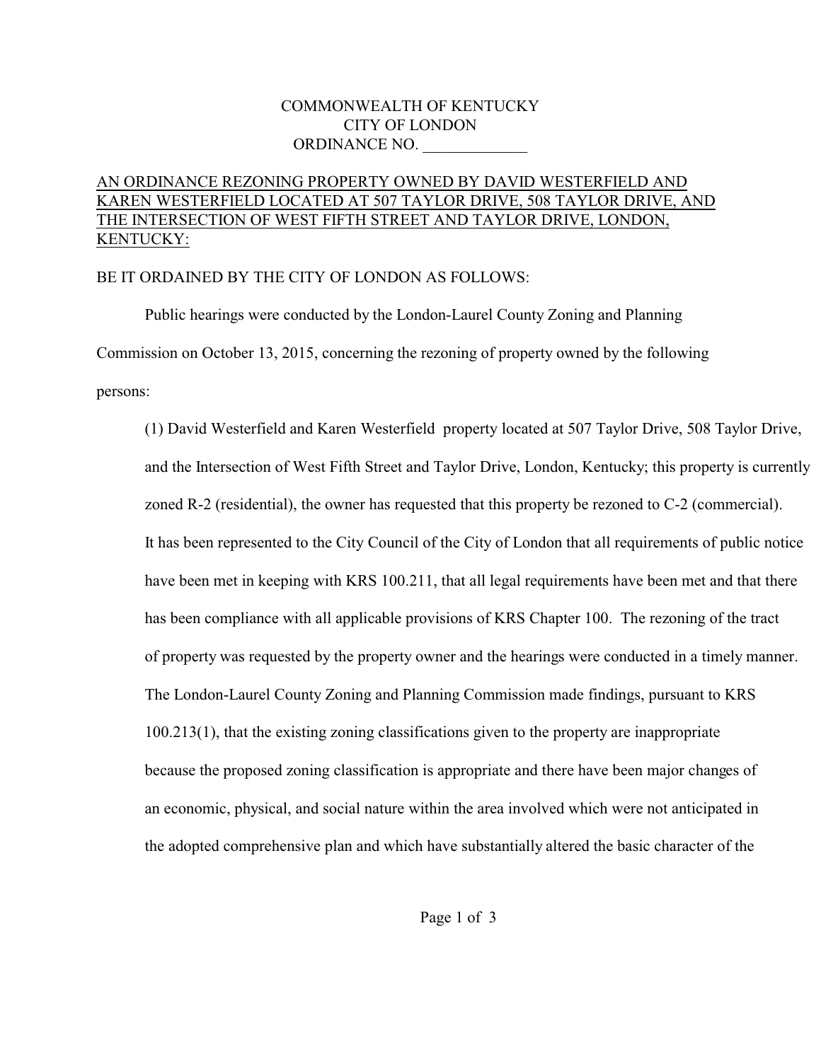COMMONWEALTH OF KENTUCKY
CITY OF LONDON
ORDINANCE NO. _____________

AN ORDINANCE REZONING PROPERTY OWNED BY DAVID WESTERFIELD AND KAREN WESTERFIELD LOCATED AT 507 TAYLOR DRIVE, 508 TAYLOR DRIVE, AND THE INTERSECTION OF WEST FIFTH STREET AND TAYLOR DRIVE, LONDON, KENTUCKY:

BE IT ORDAINED BY THE CITY OF LONDON AS FOLLOWS:

Public hearings were conducted by the London-Laurel County Zoning and Planning Commission on October 13, 2015, concerning the rezoning of property owned by the following persons:

(1) David Westerfield and Karen Westerfield property located at 507 Taylor Drive, 508 Taylor Drive, and the Intersection of West Fifth Street and Taylor Drive, London, Kentucky; this property is currently zoned R-2 (residential), the owner has requested that this property be rezoned to C-2 (commercial). It has been represented to the City Council of the City of London that all requirements of public notice have been met in keeping with KRS 100.211, that all legal requirements have been met and that there has been compliance with all applicable provisions of KRS Chapter 100. The rezoning of the tract of property was requested by the property owner and the hearings were conducted in a timely manner. The London-Laurel County Zoning and Planning Commission made findings, pursuant to KRS 100.213(1), that the existing zoning classifications given to the property are inappropriate because the proposed zoning classification is appropriate and there have been major changes of an economic, physical, and social nature within the area involved which were not anticipated in the adopted comprehensive plan and which have substantially altered the basic character of the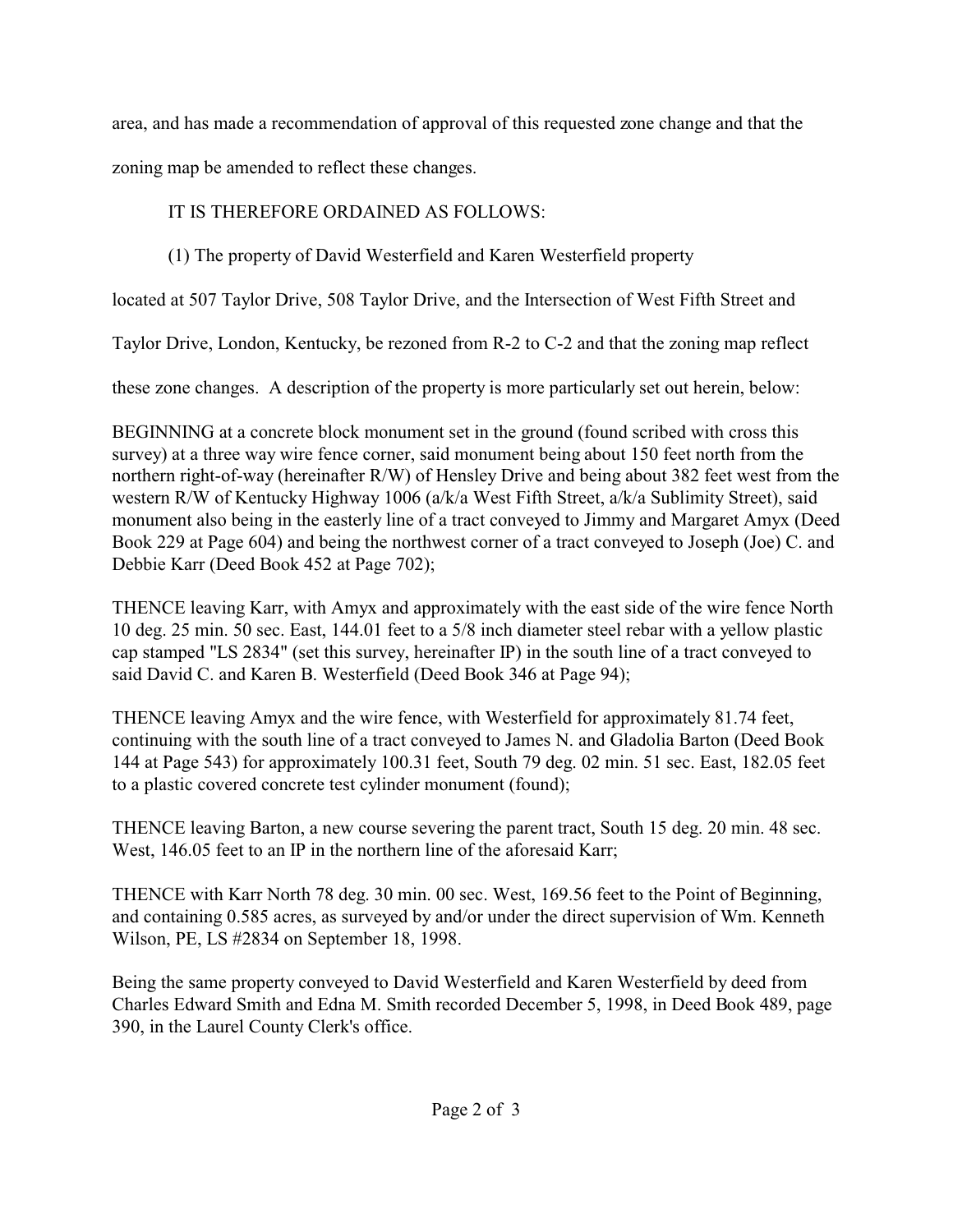area, and has made a recommendation of approval of this requested zone change and that the zoning map be amended to reflect these changes.

IT IS THEREFORE ORDAINED AS FOLLOWS:

(1) The property of David Westerfield and Karen Westerfield property located at 507 Taylor Drive, 508 Taylor Drive, and the Intersection of West Fifth Street and Taylor Drive, London, Kentucky, be rezoned from R-2 to C-2 and that the zoning map reflect these zone changes. A description of the property is more particularly set out herein, below:

BEGINNING at a concrete block monument set in the ground (found scribed with cross this survey) at a three way wire fence corner, said monument being about 150 feet north from the northern right-of-way (hereinafter R/W) of Hensley Drive and being about 382 feet west from the western R/W of Kentucky Highway 1006 (a/k/a West Fifth Street, a/k/a Sublimity Street), said monument also being in the easterly line of a tract conveyed to Jimmy and Margaret Amyx (Deed Book 229 at Page 604) and being the northwest corner of a tract conveyed to Joseph (Joe) C. and Debbie Karr (Deed Book 452 at Page 702);

THENCE leaving Karr, with Amyx and approximately with the east side of the wire fence North 10 deg. 25 min. 50 sec. East, 144.01 feet to a 5/8 inch diameter steel rebar with a yellow plastic cap stamped "LS 2834" (set this survey, hereinafter IP) in the south line of a tract conveyed to said David C. and Karen B. Westerfield (Deed Book 346 at Page 94);

THENCE leaving Amyx and the wire fence, with Westerfield for approximately 81.74 feet, continuing with the south line of a tract conveyed to James N. and Gladolia Barton (Deed Book 144 at Page 543) for approximately 100.31 feet, South 79 deg. 02 min. 51 sec. East, 182.05 feet to a plastic covered concrete test cylinder monument (found);

THENCE leaving Barton, a new course severing the parent tract, South 15 deg. 20 min. 48 sec. West, 146.05 feet to an IP in the northern line of the aforesaid Karr;

THENCE with Karr North 78 deg. 30 min. 00 sec. West, 169.56 feet to the Point of Beginning, and containing 0.585 acres, as surveyed by and/or under the direct supervision of Wm. Kenneth Wilson, PE, LS #2834 on September 18, 1998.

Being the same property conveyed to David Westerfield and Karen Westerfield by deed from Charles Edward Smith and Edna M. Smith recorded December 5, 1998, in Deed Book 489, page 390, in the Laurel County Clerk's office.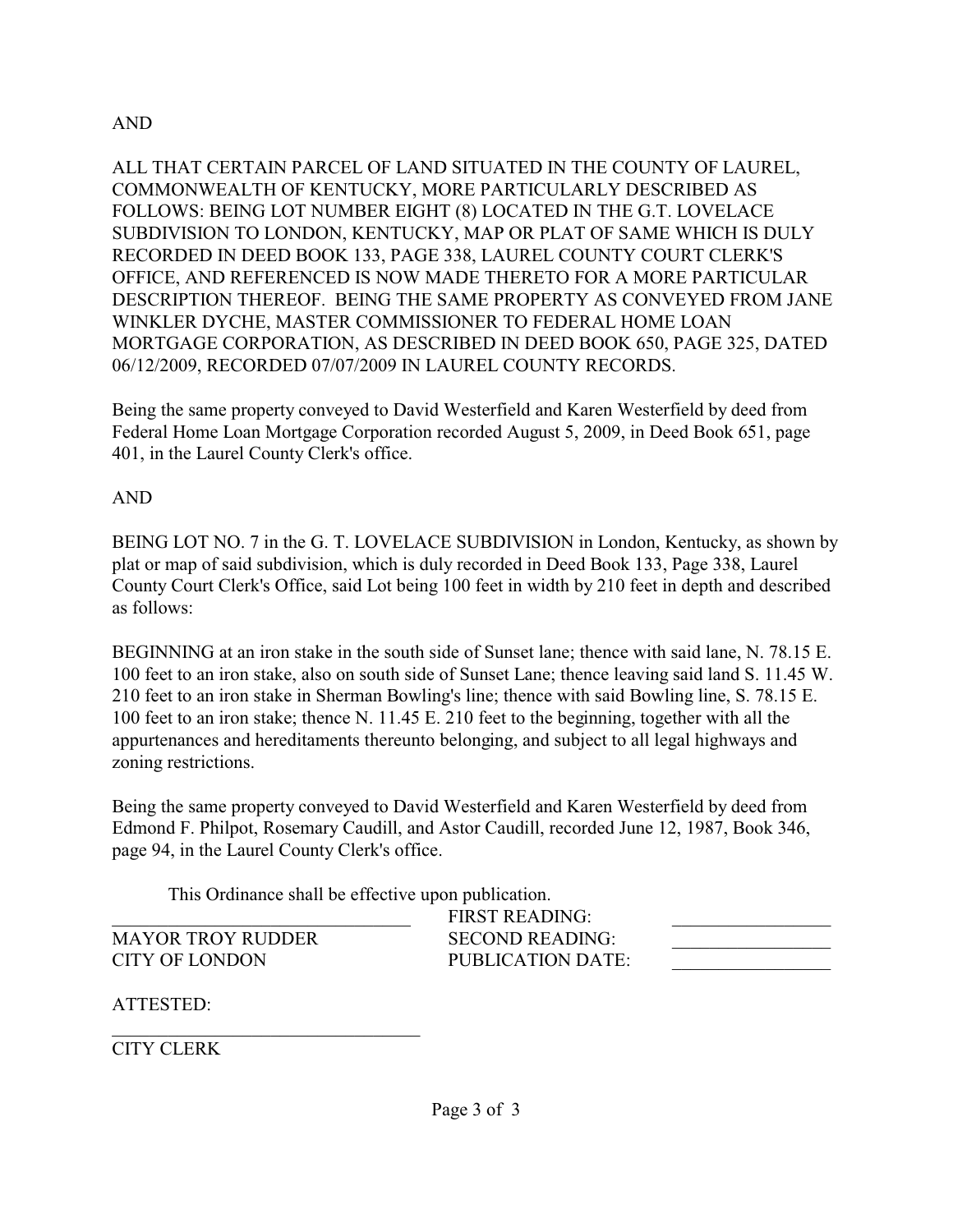AND

ALL THAT CERTAIN PARCEL OF LAND SITUATED IN THE COUNTY OF LAUREL, COMMONWEALTH OF KENTUCKY, MORE PARTICULARLY DESCRIBED AS FOLLOWS: BEING LOT NUMBER EIGHT (8) LOCATED IN THE G.T. LOVELACE SUBDIVISION TO LONDON, KENTUCKY, MAP OR PLAT OF SAME WHICH IS DULY RECORDED IN DEED BOOK 133, PAGE 338, LAUREL COUNTY COURT CLERK'S OFFICE, AND REFERENCED IS NOW MADE THERETO FOR A MORE PARTICULAR DESCRIPTION THEREOF. BEING THE SAME PROPERTY AS CONVEYED FROM JANE WINKLER DYCHE, MASTER COMMISSIONER TO FEDERAL HOME LOAN MORTGAGE CORPORATION, AS DESCRIBED IN DEED BOOK 650, PAGE 325, DATED 06/12/2009, RECORDED 07/07/2009 IN LAUREL COUNTY RECORDS.

Being the same property conveyed to David Westerfield and Karen Westerfield by deed from Federal Home Loan Mortgage Corporation recorded August 5, 2009, in Deed Book 651, page 401, in the Laurel County Clerk's office.

AND

BEING LOT NO. 7 in the G. T. LOVELACE SUBDIVISION in London, Kentucky, as shown by plat or map of said subdivision, which is duly recorded in Deed Book 133, Page 338, Laurel County Court Clerk's Office, said Lot being 100 feet in width by 210 feet in depth and described as follows:

BEGINNING at an iron stake in the south side of Sunset lane; thence with said lane, N. 78.15 E. 100 feet to an iron stake, also on south side of Sunset Lane; thence leaving said land S. 11.45 W. 210 feet to an iron stake in Sherman Bowling's line; thence with said Bowling line, S. 78.15 E. 100 feet to an iron stake; thence N. 11.45 E. 210 feet to the beginning, together with all the appurtenances and hereditaments thereunto belonging, and subject to all legal highways and zoning restrictions.

Being the same property conveyed to David Westerfield and Karen Westerfield by deed from Edmond F. Philpot, Rosemary Caudill, and Astor Caudill, recorded June 12, 1987, Book 346, page 94, in the Laurel County Clerk's office.

This Ordinance shall be effective upon publication.

| | | |
|---|---|---|
| ________________________________ | FIRST READING: | _________________ |
| MAYOR TROY RUDDER | SECOND READING: | _________________ |
| CITY OF LONDON | PUBLICATION DATE: | _________________ |

ATTESTED:

________________________________

CITY CLERK